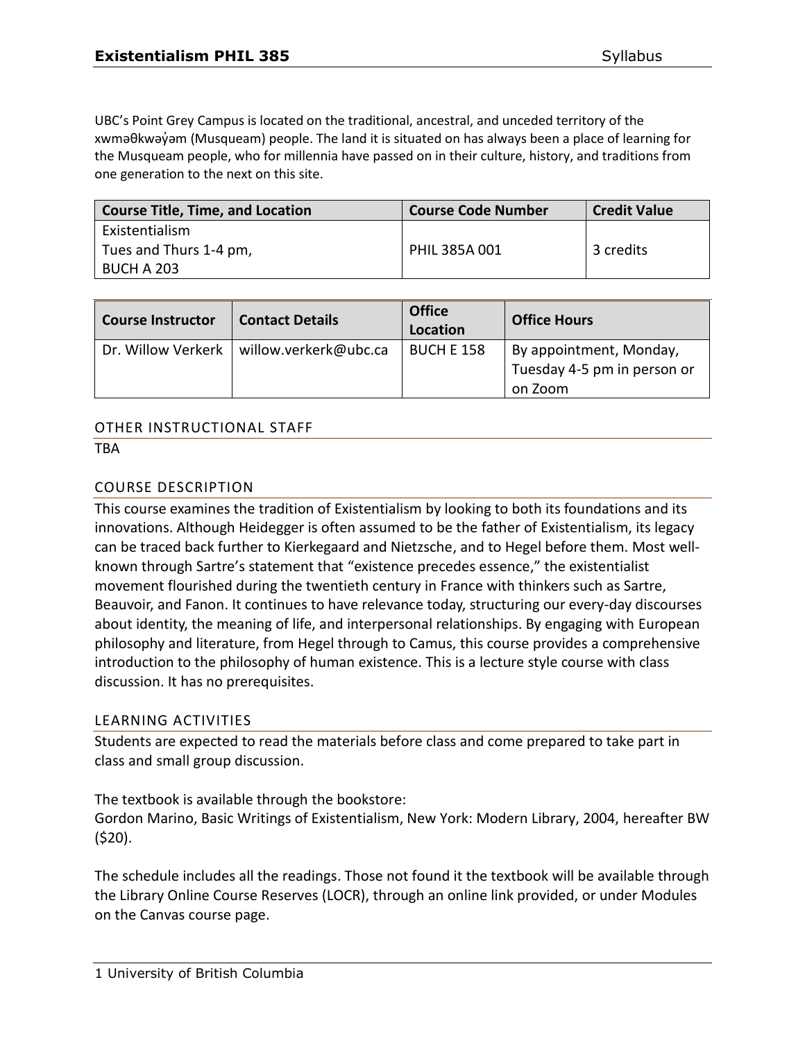UBC's Point Grey Campus is located on the traditional, ancestral, and unceded territory of the xwməθkwəy̓əm (Musqueam) people. The land it is situated on has always been a place of learning for the Musqueam people, who for millennia have passed on in their culture, history, and traditions from one generation to the next on this site.

| Course Title, Time, and Location | Course Code Number | Credit Value |
|---|---|---|
| Existentialism<br>Tues and Thurs 1-4 pm,<br>BUCH A 203 | PHIL 385A 001 | 3 credits |

| Course Instructor | Contact Details | Office Location | Office Hours |
|---|---|---|---|
| Dr. Willow Verkerk | willow.verkerk@ubc.ca | BUCH E 158 | By appointment, Monday, Tuesday 4-5 pm in person or on Zoom |

## OTHER INSTRUCTIONAL STAFF

TBA

## COURSE DESCRIPTION

This course examines the tradition of Existentialism by looking to both its foundations and its innovations. Although Heidegger is often assumed to be the father of Existentialism, its legacy can be traced back further to Kierkegaard and Nietzsche, and to Hegel before them. Most well-known through Sartre's statement that "existence precedes essence," the existentialist movement flourished during the twentieth century in France with thinkers such as Sartre, Beauvoir, and Fanon. It continues to have relevance today, structuring our every-day discourses about identity, the meaning of life, and interpersonal relationships. By engaging with European philosophy and literature, from Hegel through to Camus, this course provides a comprehensive introduction to the philosophy of human existence. This is a lecture style course with class discussion. It has no prerequisites.

## LEARNING ACTIVITIES

Students are expected to read the materials before class and come prepared to take part in class and small group discussion.

The textbook is available through the bookstore:
Gordon Marino, Basic Writings of Existentialism, New York: Modern Library, 2004, hereafter BW ($20).

The schedule includes all the readings. Those not found it the textbook will be available through the Library Online Course Reserves (LOCR), through an online link provided, or under Modules on the Canvas course page.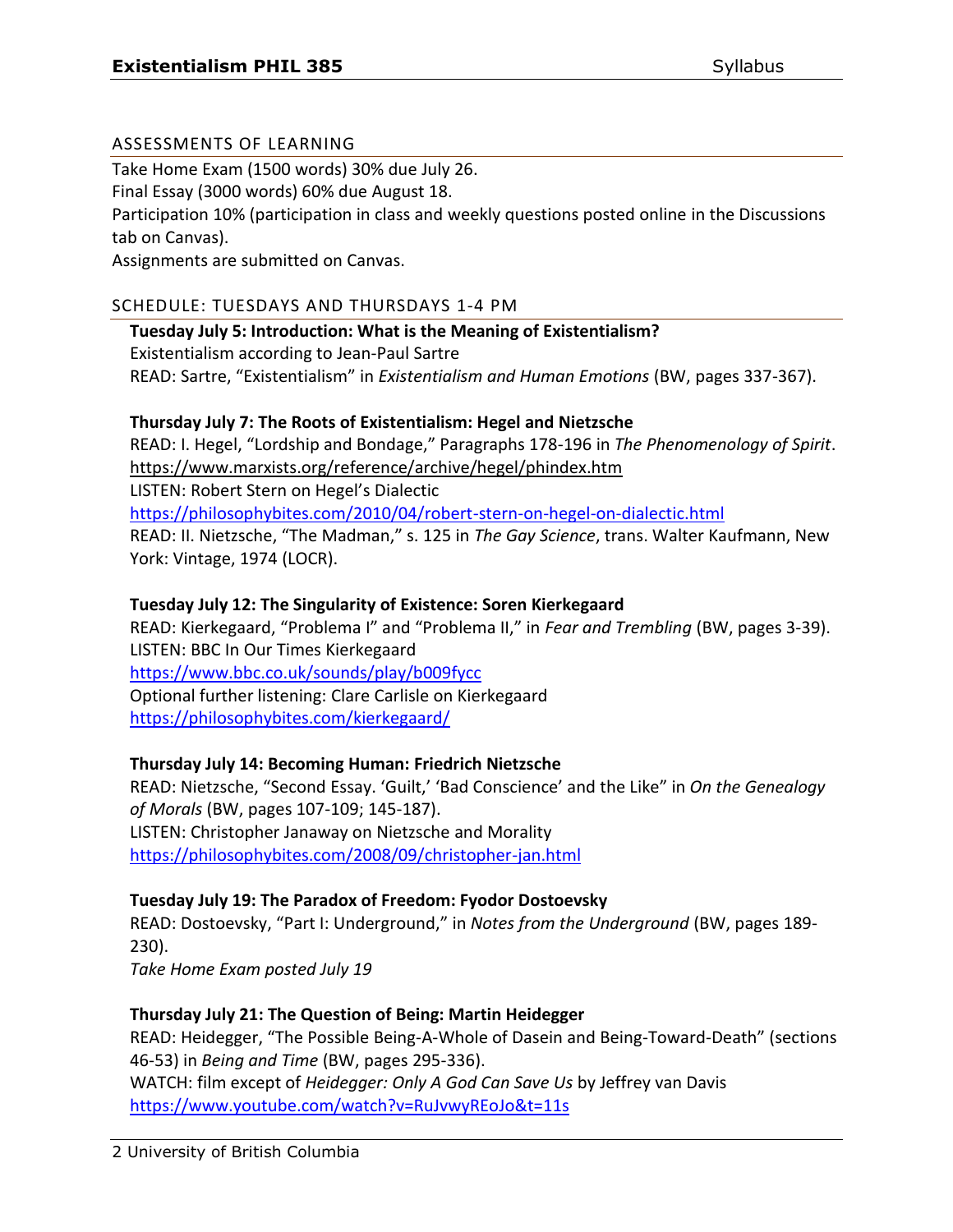## ASSESSMENTS OF LEARNING

Take Home Exam (1500 words) 30% due July 26.
Final Essay (3000 words) 60% due August 18.
Participation 10% (participation in class and weekly questions posted online in the Discussions tab on Canvas).
Assignments are submitted on Canvas.

## SCHEDULE: TUESDAYS AND THURSDAYS 1-4 PM

**Tuesday July 5: Introduction: What is the Meaning of Existentialism?**
Existentialism according to Jean-Paul Sartre
READ: Sartre, "Existentialism" in *Existentialism and Human Emotions* (BW, pages 337-367).

**Thursday July 7: The Roots of Existentialism: Hegel and Nietzsche**
READ: I. Hegel, "Lordship and Bondage," Paragraphs 178-196 in *The Phenomenology of Spirit*.
https://www.marxists.org/reference/archive/hegel/phindex.htm
LISTEN: Robert Stern on Hegel's Dialectic
https://philosophybites.com/2010/04/robert-stern-on-hegel-on-dialectic.html
READ: II. Nietzsche, "The Madman," s. 125 in *The Gay Science*, trans. Walter Kaufmann, New York: Vintage, 1974 (LOCR).

**Tuesday July 12: The Singularity of Existence: Soren Kierkegaard**
READ: Kierkegaard, "Problema I" and "Problema II," in *Fear and Trembling* (BW, pages 3-39).
LISTEN: BBC In Our Times Kierkegaard
https://www.bbc.co.uk/sounds/play/b009fycc
Optional further listening: Clare Carlisle on Kierkegaard
https://philosophybites.com/kierkegaard/

**Thursday July 14: Becoming Human: Friedrich Nietzsche**
READ: Nietzsche, "Second Essay. 'Guilt,' 'Bad Conscience' and the Like" in *On the Genealogy of Morals* (BW, pages 107-109; 145-187).
LISTEN: Christopher Janaway on Nietzsche and Morality
https://philosophybites.com/2008/09/christopher-jan.html

**Tuesday July 19: The Paradox of Freedom: Fyodor Dostoevsky**
READ: Dostoevsky, "Part I: Underground," in *Notes from the Underground* (BW, pages 189-230).
*Take Home Exam posted July 19*

**Thursday July 21: The Question of Being: Martin Heidegger**
READ: Heidegger, "The Possible Being-A-Whole of Dasein and Being-Toward-Death" (sections 46-53) in *Being and Time* (BW, pages 295-336).
WATCH: film except of *Heidegger: Only A God Can Save Us* by Jeffrey van Davis
https://www.youtube.com/watch?v=RuJvwyREoJo&t=11s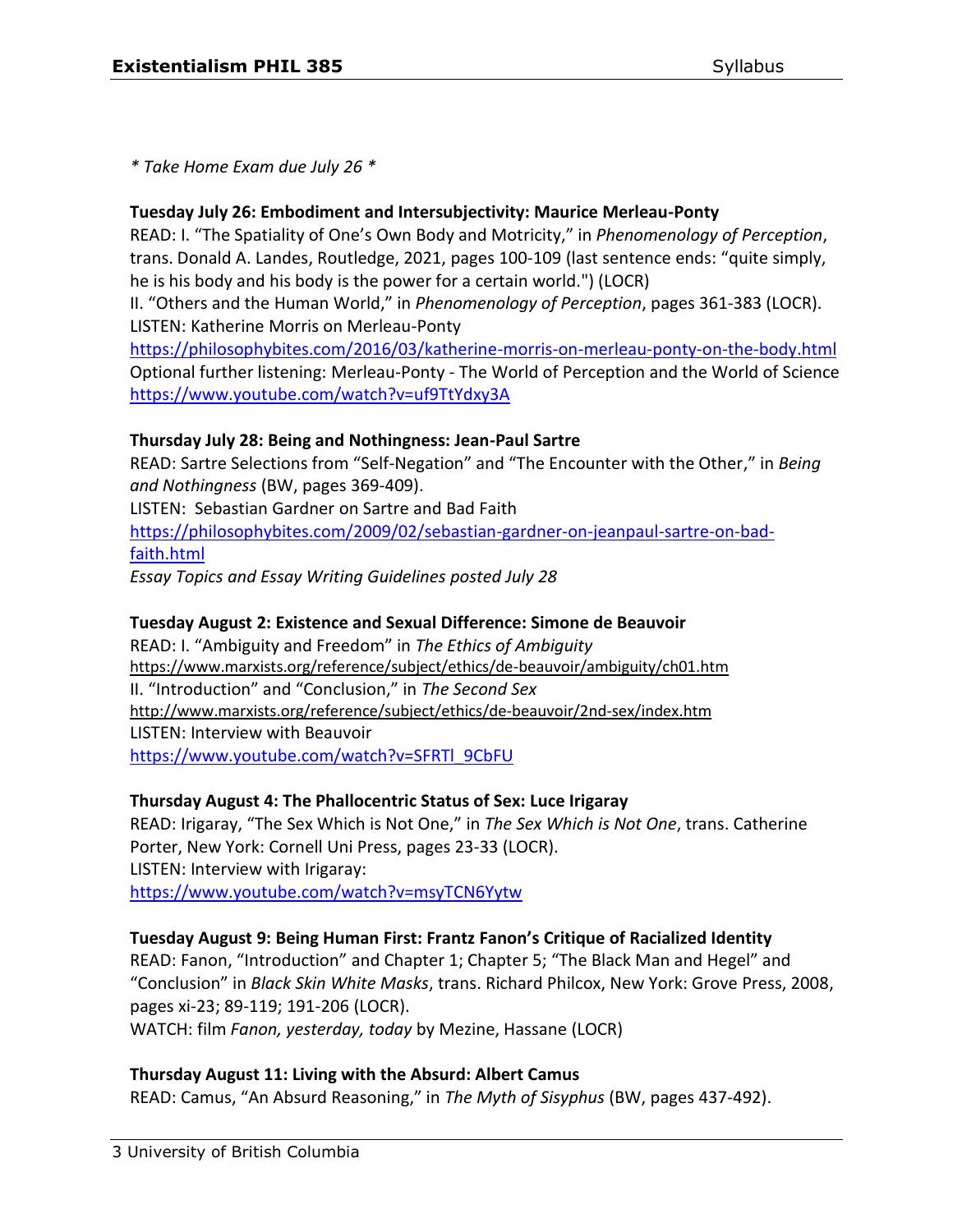*\* Take Home Exam due July 26 \**

**Tuesday July 26: Embodiment and Intersubjectivity: Maurice Merleau-Ponty**
READ: I. "The Spatiality of One's Own Body and Motricity," in *Phenomenology of Perception*, trans. Donald A. Landes, Routledge, 2021, pages 100-109 (last sentence ends: "quite simply, he is his body and his body is the power for a certain world.") (LOCR)
II. "Others and the Human World," in *Phenomenology of Perception*, pages 361-383 (LOCR).
LISTEN: Katherine Morris on Merleau-Ponty
https://philosophybites.com/2016/03/katherine-morris-on-merleau-ponty-on-the-body.html
Optional further listening: Merleau-Ponty - The World of Perception and the World of Science
https://www.youtube.com/watch?v=uf9TtYdxy3A

**Thursday July 28: Being and Nothingness: Jean-Paul Sartre**
READ: Sartre Selections from "Self-Negation" and "The Encounter with the Other," in *Being and Nothingness* (BW, pages 369-409).
LISTEN: Sebastian Gardner on Sartre and Bad Faith
https://philosophybites.com/2009/02/sebastian-gardner-on-jeanpaul-sartre-on-bad-faith.html
*Essay Topics and Essay Writing Guidelines posted July 28*

**Tuesday August 2: Existence and Sexual Difference: Simone de Beauvoir**
READ: I. "Ambiguity and Freedom" in *The Ethics of Ambiguity*
https://www.marxists.org/reference/subject/ethics/de-beauvoir/ambiguity/ch01.htm
II. "Introduction" and "Conclusion," in *The Second Sex*
http://www.marxists.org/reference/subject/ethics/de-beauvoir/2nd-sex/index.htm
LISTEN: Interview with Beauvoir
https://www.youtube.com/watch?v=SFRTl_9CbFU

**Thursday August 4: The Phallocentric Status of Sex: Luce Irigaray**
READ: Irigaray, "The Sex Which is Not One," in *The Sex Which is Not One*, trans. Catherine Porter, New York: Cornell Uni Press, pages 23-33 (LOCR).
LISTEN: Interview with Irigaray:
https://www.youtube.com/watch?v=msyTCN6Yytw

**Tuesday August 9: Being Human First: Frantz Fanon's Critique of Racialized Identity**
READ: Fanon, "Introduction" and Chapter 1; Chapter 5; "The Black Man and Hegel" and "Conclusion" in *Black Skin White Masks*, trans. Richard Philcox, New York: Grove Press, 2008, pages xi-23; 89-119; 191-206 (LOCR).
WATCH: film *Fanon, yesterday, today* by Mezine, Hassane (LOCR)

**Thursday August 11: Living with the Absurd: Albert Camus**
READ: Camus, "An Absurd Reasoning," in *The Myth of Sisyphus* (BW, pages 437-492).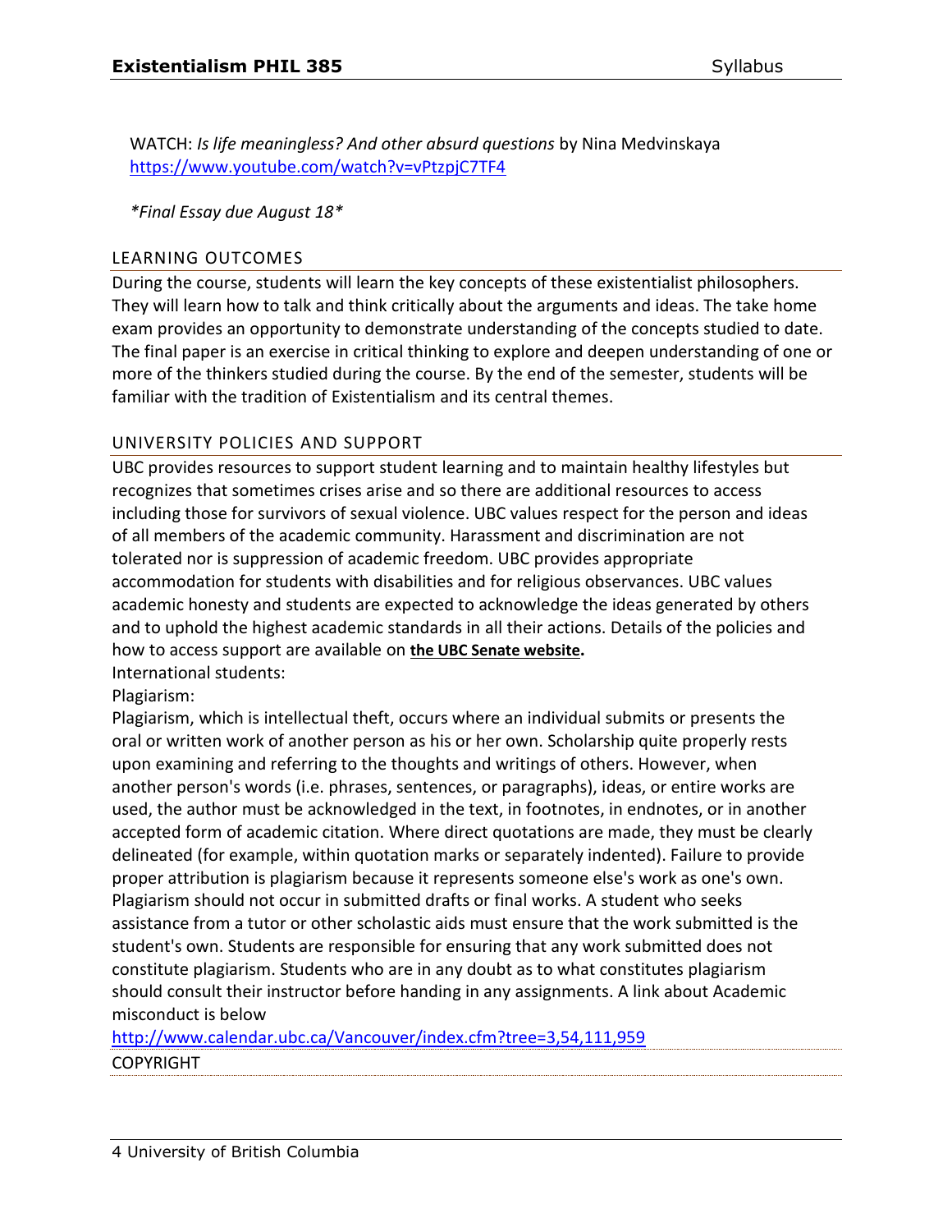WATCH: *Is life meaningless? And other absurd questions* by Nina Medvinskaya
https://www.youtube.com/watch?v=vPtzpjC7TF4

**Final Essay due August 18**

## LEARNING OUTCOMES

During the course, students will learn the key concepts of these existentialist philosophers. They will learn how to talk and think critically about the arguments and ideas. The take home exam provides an opportunity to demonstrate understanding of the concepts studied to date. The final paper is an exercise in critical thinking to explore and deepen understanding of one or more of the thinkers studied during the course. By the end of the semester, students will be familiar with the tradition of Existentialism and its central themes.

## UNIVERSITY POLICIES AND SUPPORT

UBC provides resources to support student learning and to maintain healthy lifestyles but recognizes that sometimes crises arise and so there are additional resources to access including those for survivors of sexual violence. UBC values respect for the person and ideas of all members of the academic community. Harassment and discrimination are not tolerated nor is suppression of academic freedom. UBC provides appropriate accommodation for students with disabilities and for religious observances. UBC values academic honesty and students are expected to acknowledge the ideas generated by others and to uphold the highest academic standards in all their actions. Details of the policies and how to access support are available on **the UBC Senate website.**

International students:

Plagiarism:

Plagiarism, which is intellectual theft, occurs where an individual submits or presents the oral or written work of another person as his or her own. Scholarship quite properly rests upon examining and referring to the thoughts and writings of others. However, when another person's words (i.e. phrases, sentences, or paragraphs), ideas, or entire works are used, the author must be acknowledged in the text, in footnotes, in endnotes, or in another accepted form of academic citation. Where direct quotations are made, they must be clearly delineated (for example, within quotation marks or separately indented). Failure to provide proper attribution is plagiarism because it represents someone else's work as one's own. Plagiarism should not occur in submitted drafts or final works. A student who seeks assistance from a tutor or other scholastic aids must ensure that the work submitted is the student's own. Students are responsible for ensuring that any work submitted does not constitute plagiarism. Students who are in any doubt as to what constitutes plagiarism should consult their instructor before handing in any assignments. A link about Academic misconduct is below

http://www.calendar.ubc.ca/Vancouver/index.cfm?tree=3,54,111,959

COPYRIGHT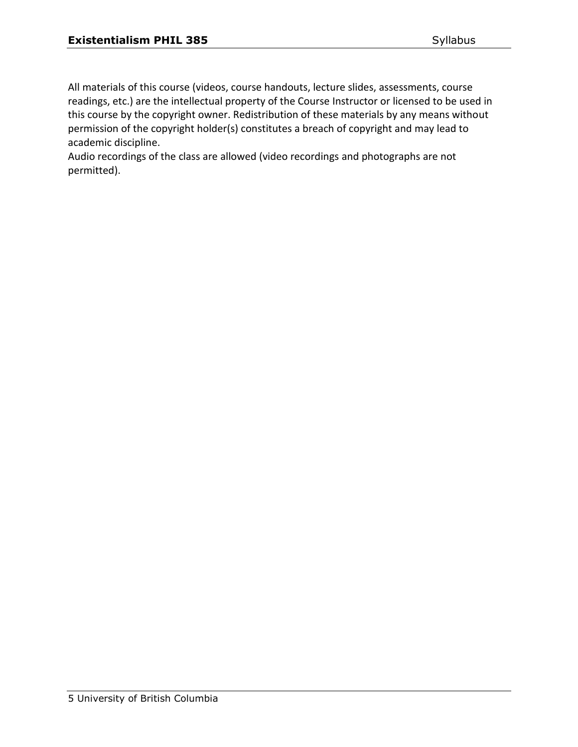All materials of this course (videos, course handouts, lecture slides, assessments, course readings, etc.) are the intellectual property of the Course Instructor or licensed to be used in this course by the copyright owner. Redistribution of these materials by any means without permission of the copyright holder(s) constitutes a breach of copyright and may lead to academic discipline.
Audio recordings of the class are allowed (video recordings and photographs are not permitted).